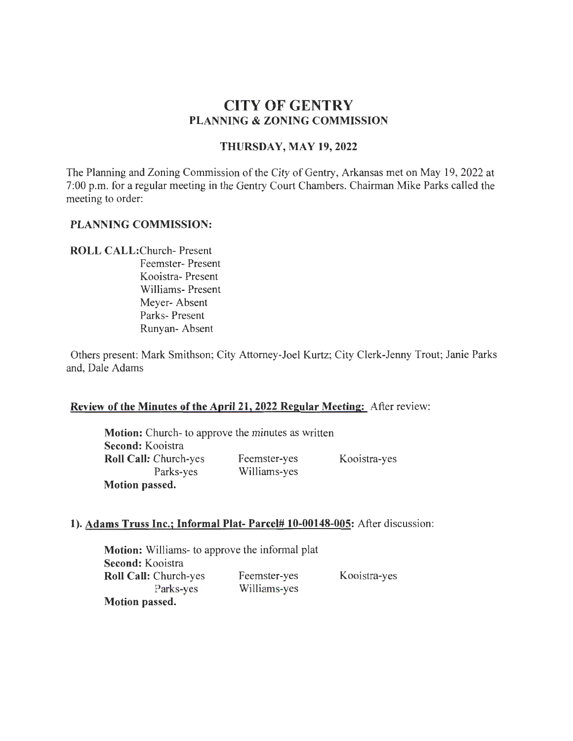# CITY OF GENTRY

## PLANNING & ZONING COMMISSION

### THURSDAY, MAY 19, 2022

The Planning and Zoning Commission of the City of Gentry, Arkansas met on May 19, 2022 at 7:00 p.m. for a regular meeting in the Gentry Court Chambers. Chairman Mike Parks called the meeting to order:

**PLANNING COMMISSION:**

**ROLL CALL:** Church- Present
Feemster- Present
Kooistra- Present
Williams- Present
Meyer- Absent
Parks- Present
Runyan- Absent

Others present: Mark Smithson; City Attorney-Joel Kurtz; City Clerk-Jenny Trout; Janie Parks and, Dale Adams

**Review of the Minutes of the April 21, 2022 Regular Meeting:** After review:

**Motion:** Church- to approve the minutes as written
**Second:** Kooistra
**Roll Call:** Church-yes Feemster-yes Kooistra-yes
Parks-yes Williams-yes
**Motion passed.**

**1). Adams Truss Inc.; Informal Plat- Parcel# 10-00148-005:** After discussion:

**Motion:** Williams- to approve the informal plat
**Second:** Kooistra
**Roll Call:** Church-yes Feemster-yes Kooistra-yes
Parks-yes Williams-yes
**Motion passed.**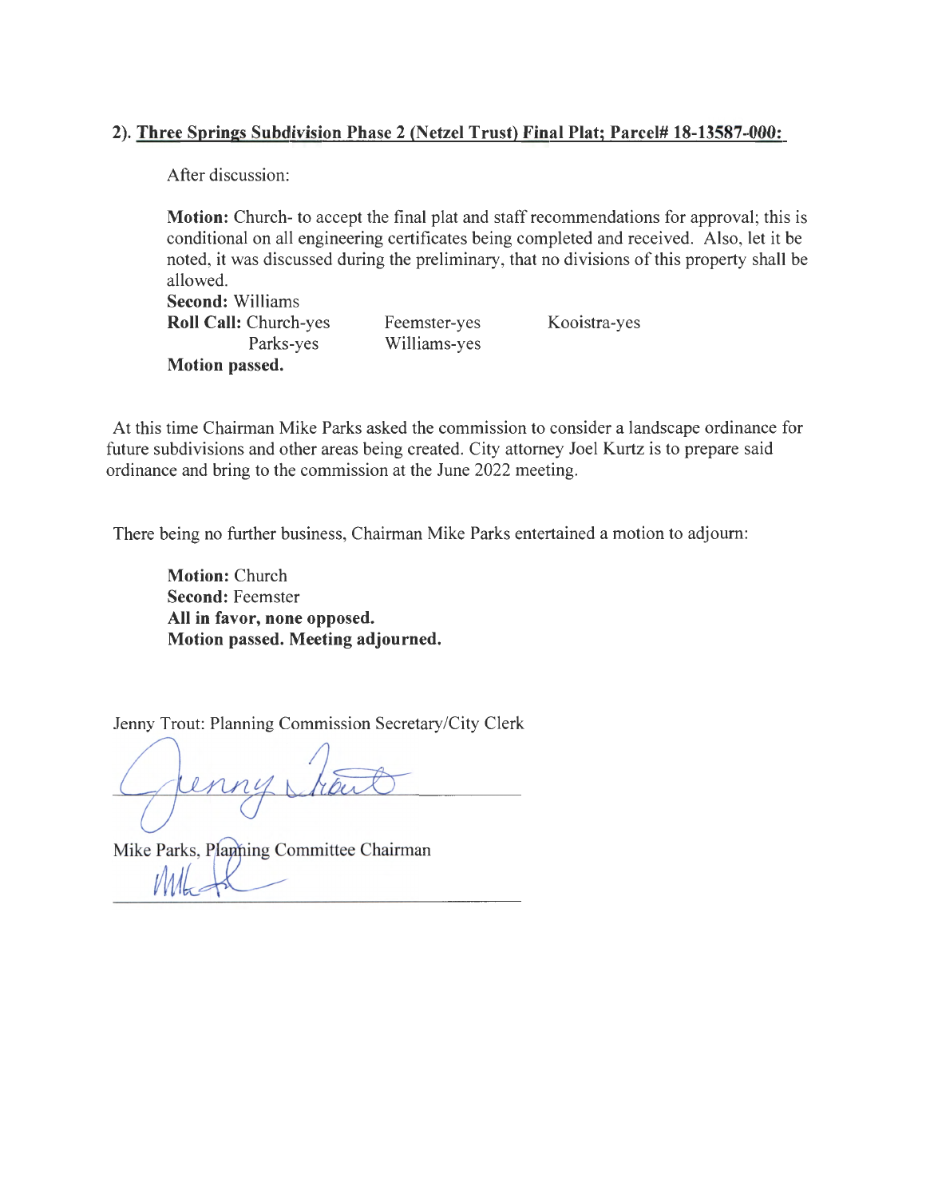2). **Three Springs Subdivision Phase 2 (Netzel Trust) Final Plat; Parcel# 18-13587-000:**

After discussion:

**Motion:** Church- to accept the final plat and staff recommendations for approval; this is conditional on all engineering certificates being completed and received. Also, let it be noted, it was discussed during the preliminary, that no divisions of this property shall be allowed.
**Second:** Williams

| | | |
|---|---|---|
| **Roll Call:** Church-yes | Feemster-yes | Kooistra-yes |
| Parks-yes | Williams-yes | |

**Motion passed.**

At this time Chairman Mike Parks asked the commission to consider a landscape ordinance for future subdivisions and other areas being created. City attorney Joel Kurtz is to prepare said ordinance and bring to the commission at the June 2022 meeting.

There being no further business, Chairman Mike Parks entertained a motion to adjourn:

**Motion:** Church
**Second:** Feemster
**All in favor, none opposed.**
**Motion passed. Meeting adjourned.**

Jenny Trout: Planning Commission Secretary/City Clerk

Mike Parks, Planning Committee Chairman